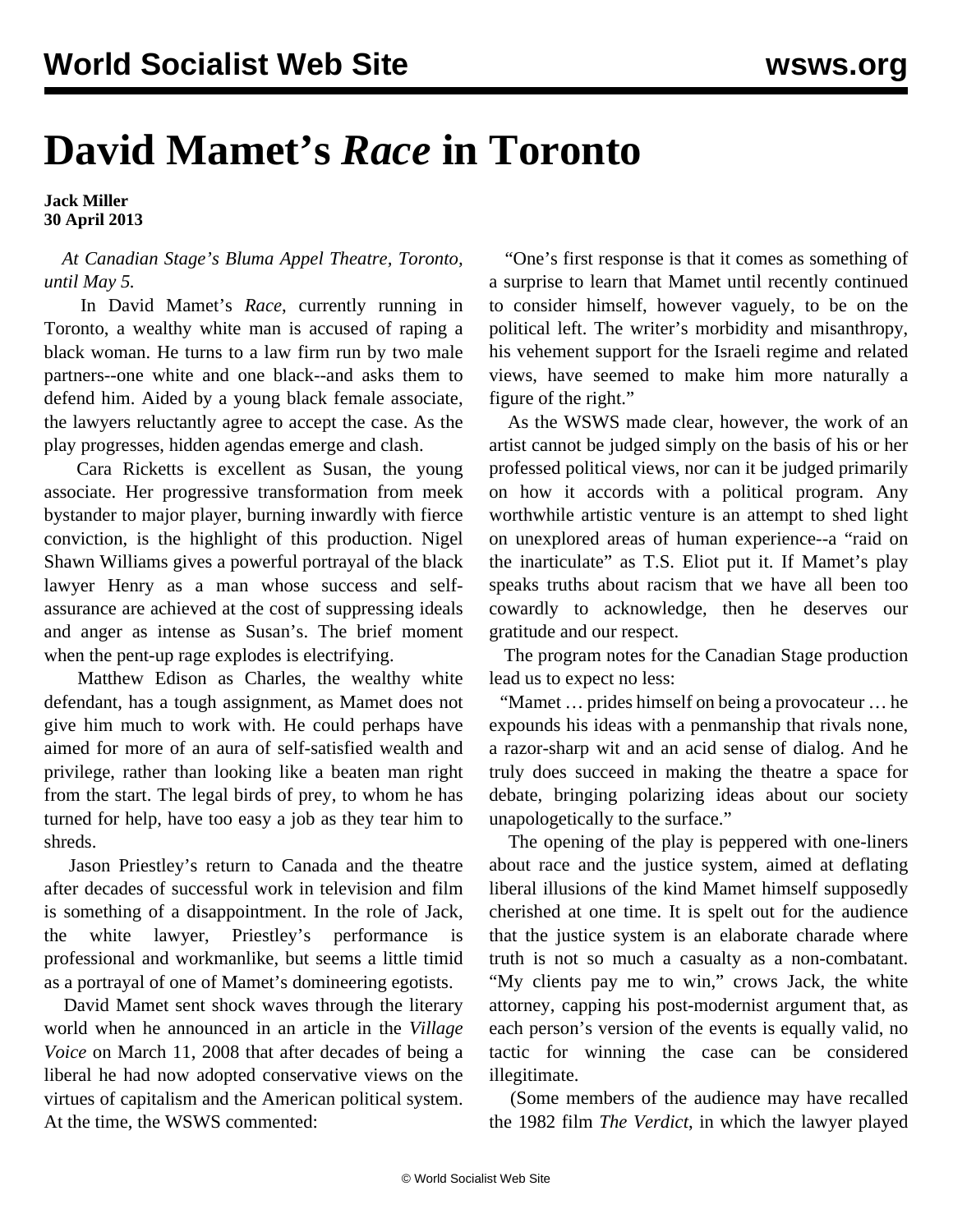# David Mamet's *Race* in Toronto

**Jack Miller**
**30 April 2013**

*At Canadian Stage's Bluma Appel Theatre, Toronto, until May 5.*

In David Mamet's *Race*, currently running in Toronto, a wealthy white man is accused of raping a black woman. He turns to a law firm run by two male partners--one white and one black--and asks them to defend him. Aided by a young black female associate, the lawyers reluctantly agree to accept the case. As the play progresses, hidden agendas emerge and clash.

Cara Ricketts is excellent as Susan, the young associate. Her progressive transformation from meek bystander to major player, burning inwardly with fierce conviction, is the highlight of this production. Nigel Shawn Williams gives a powerful portrayal of the black lawyer Henry as a man whose success and self-assurance are achieved at the cost of suppressing ideals and anger as intense as Susan's. The brief moment when the pent-up rage explodes is electrifying.

Matthew Edison as Charles, the wealthy white defendant, has a tough assignment, as Mamet does not give him much to work with. He could perhaps have aimed for more of an aura of self-satisfied wealth and privilege, rather than looking like a beaten man right from the start. The legal birds of prey, to whom he has turned for help, have too easy a job as they tear him to shreds.

Jason Priestley's return to Canada and the theatre after decades of successful work in television and film is something of a disappointment. In the role of Jack, the white lawyer, Priestley's performance is professional and workmanlike, but seems a little timid as a portrayal of one of Mamet's domineering egotists.

David Mamet sent shock waves through the literary world when he announced in an article in the *Village Voice* on March 11, 2008 that after decades of being a liberal he had now adopted conservative views on the virtues of capitalism and the American political system. At the time, the WSWS commented:

"One's first response is that it comes as something of a surprise to learn that Mamet until recently continued to consider himself, however vaguely, to be on the political left. The writer's morbidity and misanthropy, his vehement support for the Israeli regime and related views, have seemed to make him more naturally a figure of the right."

As the WSWS made clear, however, the work of an artist cannot be judged simply on the basis of his or her professed political views, nor can it be judged primarily on how it accords with a political program. Any worthwhile artistic venture is an attempt to shed light on unexplored areas of human experience--a "raid on the inarticulate" as T.S. Eliot put it. If Mamet's play speaks truths about racism that we have all been too cowardly to acknowledge, then he deserves our gratitude and our respect.

The program notes for the Canadian Stage production lead us to expect no less:

"Mamet … prides himself on being a provocateur … he expounds his ideas with a penmanship that rivals none, a razor-sharp wit and an acid sense of dialog. And he truly does succeed in making the theatre a space for debate, bringing polarizing ideas about our society unapologetically to the surface."

The opening of the play is peppered with one-liners about race and the justice system, aimed at deflating liberal illusions of the kind Mamet himself supposedly cherished at one time. It is spelt out for the audience that the justice system is an elaborate charade where truth is not so much a casualty as a non-combatant. "My clients pay me to win," crows Jack, the white attorney, capping his post-modernist argument that, as each person's version of the events is equally valid, no tactic for winning the case can be considered illegitimate.

(Some members of the audience may have recalled the 1982 film *The Verdict*, in which the lawyer played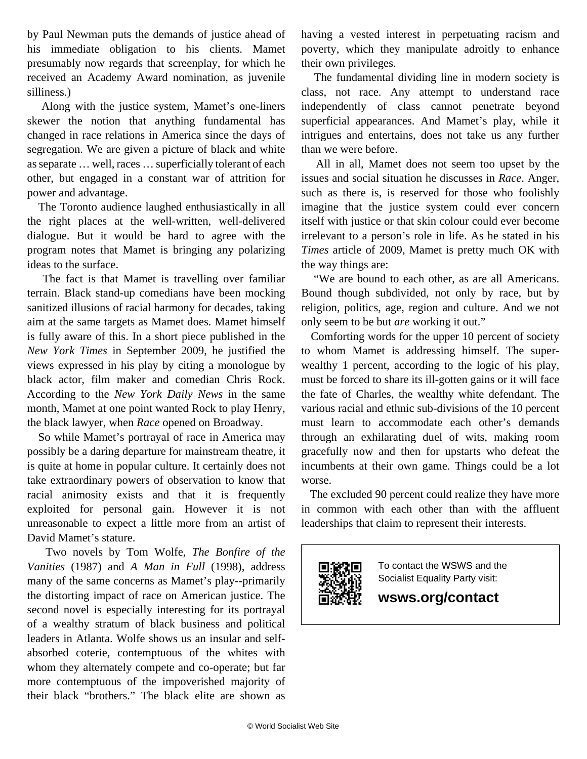by Paul Newman puts the demands of justice ahead of his immediate obligation to his clients. Mamet presumably now regards that screenplay, for which he received an Academy Award nomination, as juvenile silliness.)

Along with the justice system, Mamet's one-liners skewer the notion that anything fundamental has changed in race relations in America since the days of segregation. We are given a picture of black and white as separate … well, races … superficially tolerant of each other, but engaged in a constant war of attrition for power and advantage.

The Toronto audience laughed enthusiastically in all the right places at the well-written, well-delivered dialogue. But it would be hard to agree with the program notes that Mamet is bringing any polarizing ideas to the surface.

The fact is that Mamet is travelling over familiar terrain. Black stand-up comedians have been mocking sanitized illusions of racial harmony for decades, taking aim at the same targets as Mamet does. Mamet himself is fully aware of this. In a short piece published in the *New York Times* in September 2009, he justified the views expressed in his play by citing a monologue by black actor, film maker and comedian Chris Rock. According to the *New York Daily News* in the same month, Mamet at one point wanted Rock to play Henry, the black lawyer, when *Race* opened on Broadway.

So while Mamet's portrayal of race in America may possibly be a daring departure for mainstream theatre, it is quite at home in popular culture. It certainly does not take extraordinary powers of observation to know that racial animosity exists and that it is frequently exploited for personal gain. However it is not unreasonable to expect a little more from an artist of David Mamet's stature.

Two novels by Tom Wolfe, *The Bonfire of the Vanities* (1987) and *A Man in Full* (1998), address many of the same concerns as Mamet's play--primarily the distorting impact of race on American justice. The second novel is especially interesting for its portrayal of a wealthy stratum of black business and political leaders in Atlanta. Wolfe shows us an insular and self-absorbed coterie, contemptuous of the whites with whom they alternately compete and co-operate; but far more contemptuous of the impoverished majority of their black "brothers." The black elite are shown as having a vested interest in perpetuating racism and poverty, which they manipulate adroitly to enhance their own privileges.

The fundamental dividing line in modern society is class, not race. Any attempt to understand race independently of class cannot penetrate beyond superficial appearances. And Mamet's play, while it intrigues and entertains, does not take us any further than we were before.

All in all, Mamet does not seem too upset by the issues and social situation he discusses in *Race*. Anger, such as there is, is reserved for those who foolishly imagine that the justice system could ever concern itself with justice or that skin colour could ever become irrelevant to a person's role in life. As he stated in his *Times* article of 2009, Mamet is pretty much OK with the way things are:

"We are bound to each other, as are all Americans. Bound though subdivided, not only by race, but by religion, politics, age, region and culture. And we not only seem to be but *are* working it out."

Comforting words for the upper 10 percent of society to whom Mamet is addressing himself. The super-wealthy 1 percent, according to the logic of his play, must be forced to share its ill-gotten gains or it will face the fate of Charles, the wealthy white defendant. The various racial and ethnic sub-divisions of the 10 percent must learn to accommodate each other's demands through an exhilarating duel of wits, making room gracefully now and then for upstarts who defeat the incumbents at their own game. Things could be a lot worse.

The excluded 90 percent could realize they have more in common with each other than with the affluent leaderships that claim to represent their interests.

To contact the WSWS and the Socialist Equality Party visit:

**wsws.org/contact**